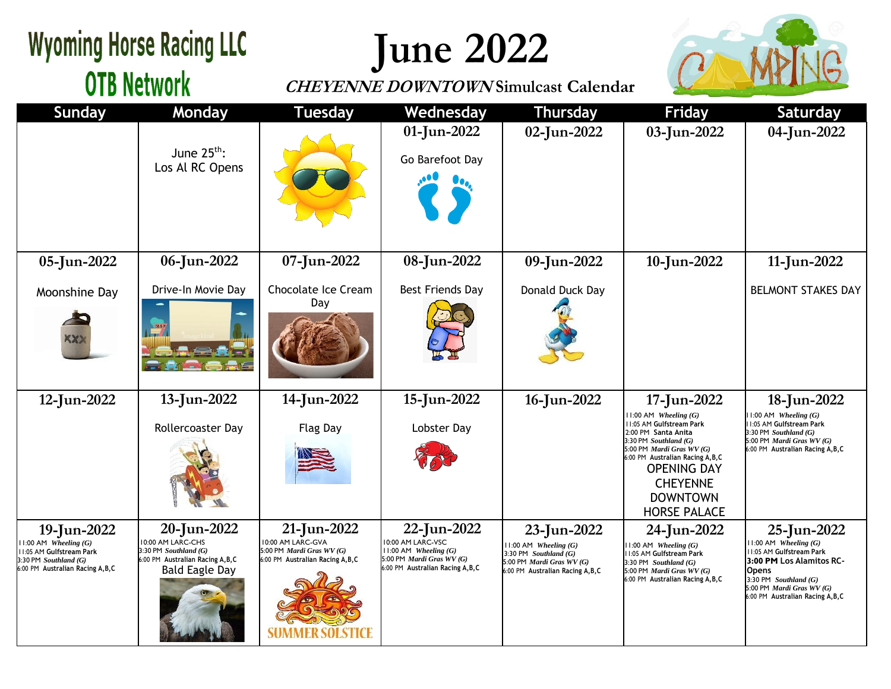# Wyoming Horse Racing LLC
## OTB Network

# June 2022

***CHEYENNE DOWNTOWN*** **Simulcast Calendar**

| Sunday | Monday | Tuesday | Wednesday | Thursday | Friday | Saturday |
|---|---|---|---|---|---|---|
| | June 25th: Los Al RC Opens | | 01-Jun-2022<br>Go Barefoot Day | 02-Jun-2022 | 03-Jun-2022 | 04-Jun-2022 |
| 05-Jun-2022<br>Moonshine Day | 06-Jun-2022<br>Drive-In Movie Day | 07-Jun-2022<br>Chocolate Ice Cream Day | 08-Jun-2022<br>Best Friends Day | 09-Jun-2022<br>Donald Duck Day | 10-Jun-2022 | 11-Jun-2022<br>BELMONT STAKES DAY |
| 12-Jun-2022 | 13-Jun-2022<br>Rollercoaster Day | 14-Jun-2022<br>Flag Day | 15-Jun-2022<br>Lobster Day | 16-Jun-2022 | 17-Jun-2022<br>11:00 AM *Wheeling (G)*<br>11:05 AM Gulfstream Park<br>2:00 PM Santa Anita<br>3:30 PM *Southland (G)*<br>5:00 PM *Mardi Gras WV (G)*<br>6:00 PM Australian Racing A,B,C<br>OPENING DAY CHEYENNE DOWNTOWN HORSE PALACE | 18-Jun-2022<br>11:00 AM *Wheeling (G)*<br>11:05 AM Gulfstream Park<br>3:30 PM *Southland (G)*<br>5:00 PM *Mardi Gras WV (G)*<br>6:00 PM Australian Racing A,B,C |
| 19-Jun-2022<br>11:00 AM *Wheeling (G)*<br>11:05 AM Gulfstream Park<br>3:30 PM *Southland (G)*<br>6:00 PM Australian Racing A,B,C | 20-Jun-2022<br>10:00 AM LARC-CHS<br>3:30 PM *Southland (G)*<br>6:00 PM Australian Racing A,B,C<br>Bald Eagle Day | 21-Jun-2022<br>10:00 AM LARC-GVA<br>5:00 PM *Mardi Gras WV (G)*<br>6:00 PM Australian Racing A,B,C<br>SUMMER SOLSTICE | 22-Jun-2022<br>10:00 AM LARC-VSC<br>11:00 AM *Wheeling (G)*<br>5:00 PM *Mardi Gras WV (G)*<br>6:00 PM Australian Racing A,B,C | 23-Jun-2022<br>11:00 AM *Wheeling (G)*<br>3:30 PM *Southland (G)*<br>5:00 PM *Mardi Gras WV (G)*<br>6:00 PM Australian Racing A,B,C | 24-Jun-2022<br>11:00 AM *Wheeling (G)*<br>11:05 AM Gulfstream Park<br>3:30 PM *Southland (G)*<br>5:00 PM *Mardi Gras WV (G)*<br>6:00 PM Australian Racing A,B,C | 25-Jun-2022<br>11:00 AM *Wheeling (G)*<br>11:05 AM Gulfstream Park<br>**3:00 PM** Los Alamitos RC-Opens<br>3:30 PM *Southland (G)*<br>5:00 PM *Mardi Gras WV (G)*<br>6:00 PM Australian Racing A,B,C |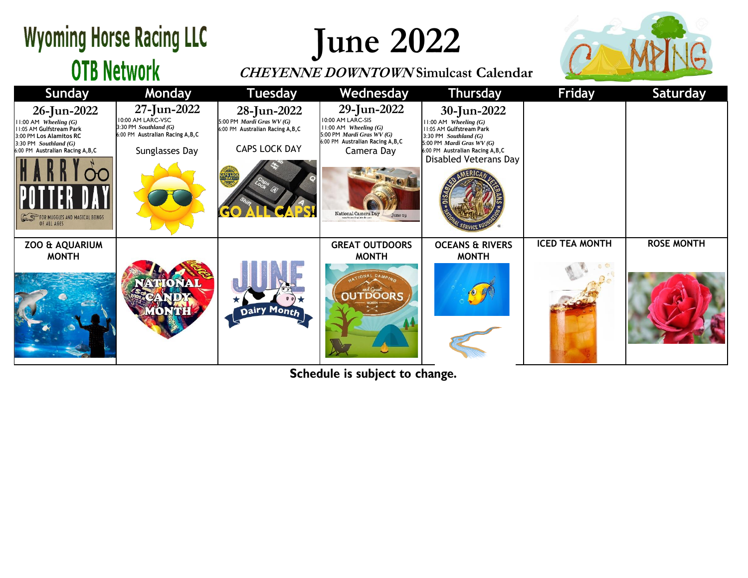# Wyoming Horse Racing LLC
## OTB Network

# June 2022

***CHEYENNE DOWNTOWN* Simulcast Calendar**

| Sunday | Monday | Tuesday | Wednesday | Thursday | Friday | Saturday |
|---|---|---|---|---|---|---|
| **26-Jun-2022**<br>11:00 AM *Wheeling (G)*<br>11:05 AM Gulfstream Park<br>3:00 PM Los Alamitos RC<br>3:30 PM *Southland (G)*<br>6:00 PM Australian Racing A,B,C<br>HARRY POTTER DAY<br>FOR MUGGLES AND MAGICAL BEINGS OF ALL AGES | **27-Jun-2022**<br>10:00 AM LARC-VSC<br>3:30 PM *Southland (G)*<br>6:00 PM Australian Racing A,B,C<br>Sunglasses Day | **28-Jun-2022**<br>5:00 PM *Mardi Gras WV (G)*<br>6:00 PM Australian Racing A,B,C<br>CAPS LOCK DAY<br>GO ALL CAPS! | **29-Jun-2022**<br>10:00 AM LARC-SIS<br>11:00 AM *Wheeling (G)*<br>5:00 PM *Mardi Gras WV (G)*<br>6:00 PM Australian Racing A,B,C<br>Camera Day<br>National Camera Day June 29 | **30-Jun-2022**<br>11:00 AM *Wheeling (G)*<br>11:05 AM Gulfstream Park<br>3:30 PM *Southland (G)*<br>5:00 PM *Mardi Gras WV (G)*<br>6:00 PM Australian Racing A,B,C<br>Disabled Veterans Day | | |
| **ZOO & AQUARIUM MONTH** | NATIONAL CANDY MONTH | JUNE Dairy Month | **GREAT OUTDOORS MONTH**<br>NATIONAL CAMPING and Great OUTDOORS MONTH | **OCEANS & RIVERS MONTH** | **ICED TEA MONTH** | **ROSE MONTH** |

**Schedule is subject to change.**